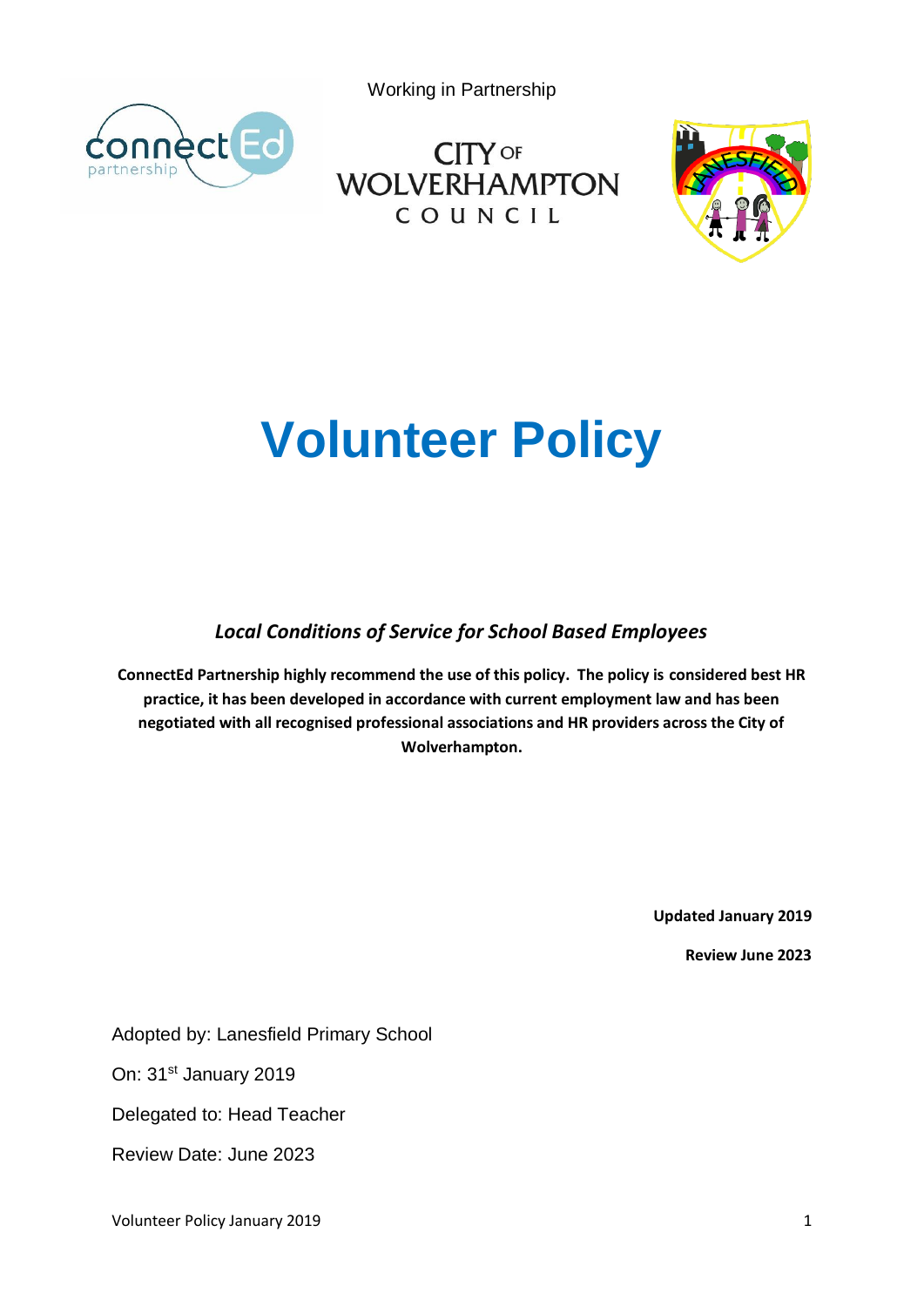Working in Partnership

CITY OF WOLVERHAMPTON COUNCIL

# Volunteer Policy

***Local Conditions of Service for School Based Employees***

**ConnectEd Partnership highly recommend the use of this policy. The policy is considered best HR practice, it has been developed in accordance with current employment law and has been negotiated with all recognised professional associations and HR providers across the City of Wolverhampton.**

**Updated January 2019**

**Review June 2023**

Adopted by: Lanesfield Primary School

On: 31st January 2019

Delegated to: Head Teacher

Review Date: June 2023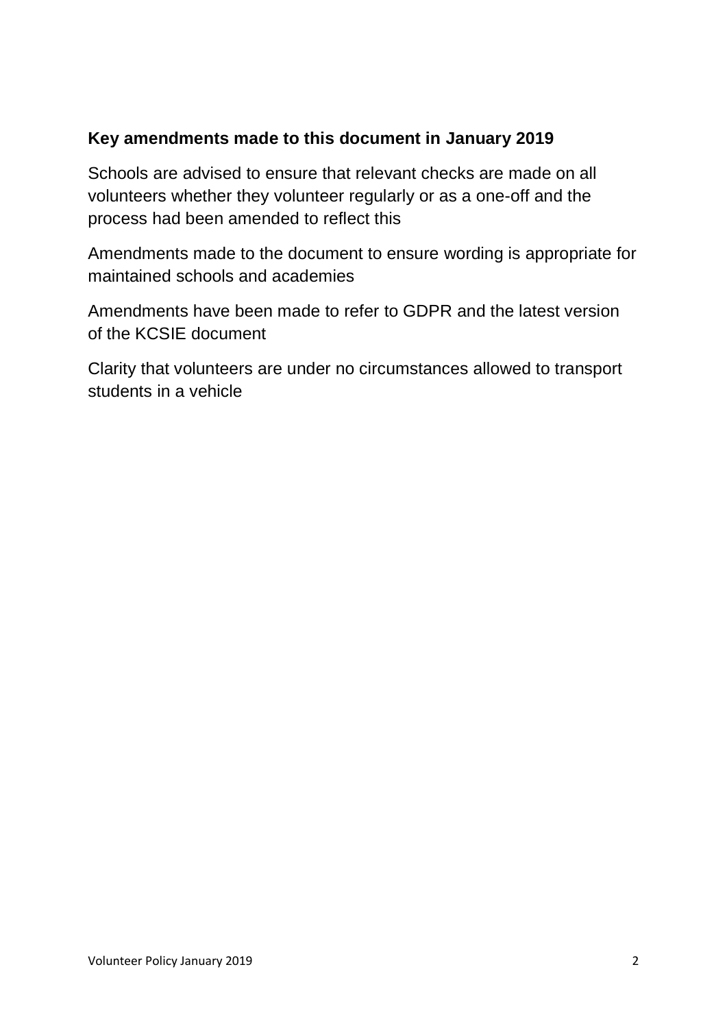### Key amendments made to this document in January 2019

Schools are advised to ensure that relevant checks are made on all volunteers whether they volunteer regularly or as a one-off and the process had been amended to reflect this

Amendments made to the document to ensure wording is appropriate for maintained schools and academies

Amendments have been made to refer to GDPR and the latest version of the KCSIE document

Clarity that volunteers are under no circumstances allowed to transport students in a vehicle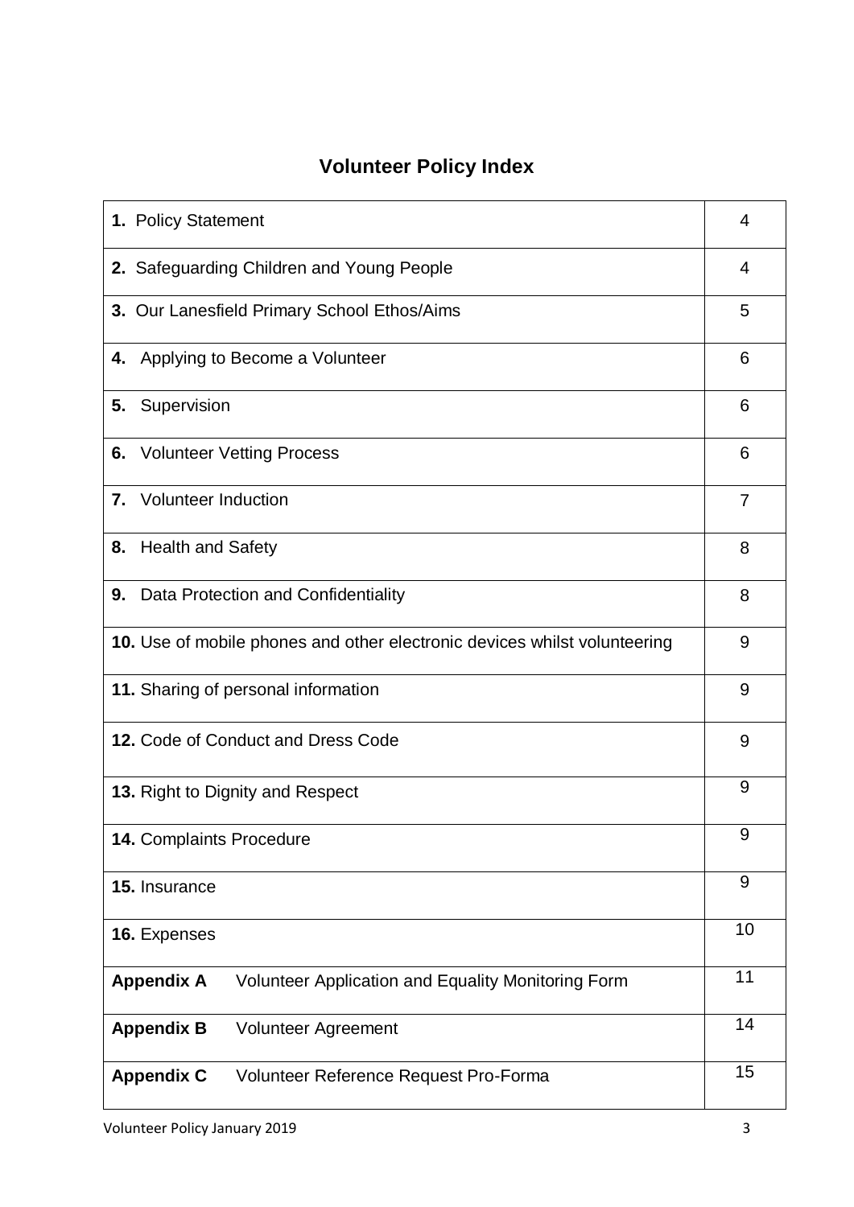## Volunteer Policy Index

| | |
|---|---|
| **1.** Policy Statement | 4 |
| **2.** Safeguarding Children and Young People | 4 |
| **3.** Our Lanesfield Primary School Ethos/Aims | 5 |
| **4.** Applying to Become a Volunteer | 6 |
| **5.** Supervision | 6 |
| **6.** Volunteer Vetting Process | 6 |
| **7.** Volunteer Induction | 7 |
| **8.** Health and Safety | 8 |
| **9.** Data Protection and Confidentiality | 8 |
| **10.** Use of mobile phones and other electronic devices whilst volunteering | 9 |
| **11.** Sharing of personal information | 9 |
| **12.** Code of Conduct and Dress Code | 9 |
| **13.** Right to Dignity and Respect | 9 |
| **14.** Complaints Procedure | 9 |
| **15.** Insurance | 9 |
| **16.** Expenses | 10 |
| **Appendix A** Volunteer Application and Equality Monitoring Form | 11 |
| **Appendix B** Volunteer Agreement | 14 |
| **Appendix C** Volunteer Reference Request Pro-Forma | 15 |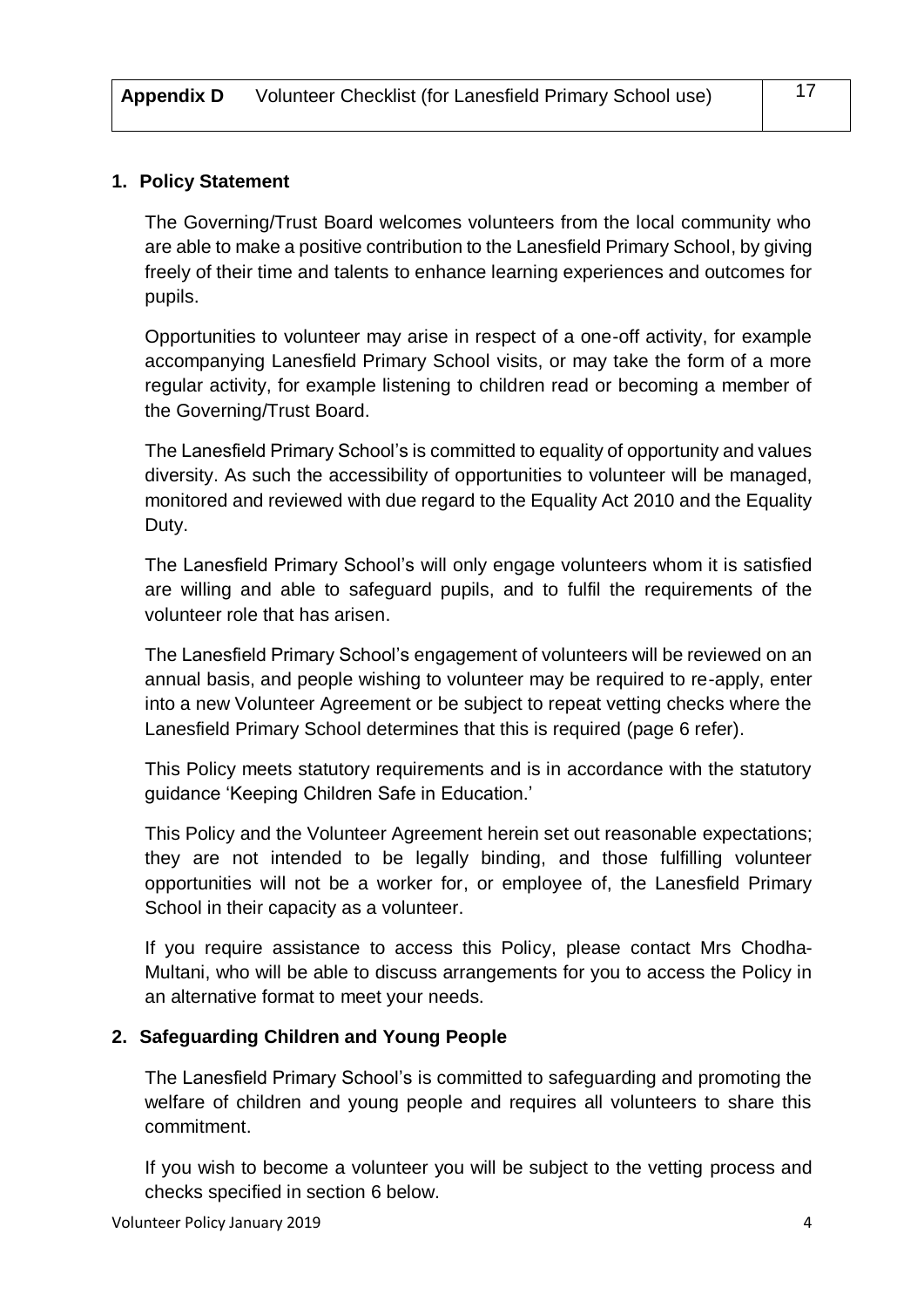| Appendix D | Volunteer Checklist (for Lanesfield Primary School use) | 17 |
|---|---|---|

## 1. Policy Statement

The Governing/Trust Board welcomes volunteers from the local community who are able to make a positive contribution to the Lanesfield Primary School, by giving freely of their time and talents to enhance learning experiences and outcomes for pupils.

Opportunities to volunteer may arise in respect of a one-off activity, for example accompanying Lanesfield Primary School visits, or may take the form of a more regular activity, for example listening to children read or becoming a member of the Governing/Trust Board.

The Lanesfield Primary School's is committed to equality of opportunity and values diversity. As such the accessibility of opportunities to volunteer will be managed, monitored and reviewed with due regard to the Equality Act 2010 and the Equality Duty.

The Lanesfield Primary School's will only engage volunteers whom it is satisfied are willing and able to safeguard pupils, and to fulfil the requirements of the volunteer role that has arisen.

The Lanesfield Primary School's engagement of volunteers will be reviewed on an annual basis, and people wishing to volunteer may be required to re-apply, enter into a new Volunteer Agreement or be subject to repeat vetting checks where the Lanesfield Primary School determines that this is required (page 6 refer).

This Policy meets statutory requirements and is in accordance with the statutory guidance 'Keeping Children Safe in Education.'

This Policy and the Volunteer Agreement herein set out reasonable expectations; they are not intended to be legally binding, and those fulfilling volunteer opportunities will not be a worker for, or employee of, the Lanesfield Primary School in their capacity as a volunteer.

If you require assistance to access this Policy, please contact Mrs Chodha-Multani, who will be able to discuss arrangements for you to access the Policy in an alternative format to meet your needs.

## 2. Safeguarding Children and Young People

The Lanesfield Primary School's is committed to safeguarding and promoting the welfare of children and young people and requires all volunteers to share this commitment.

If you wish to become a volunteer you will be subject to the vetting process and checks specified in section 6 below.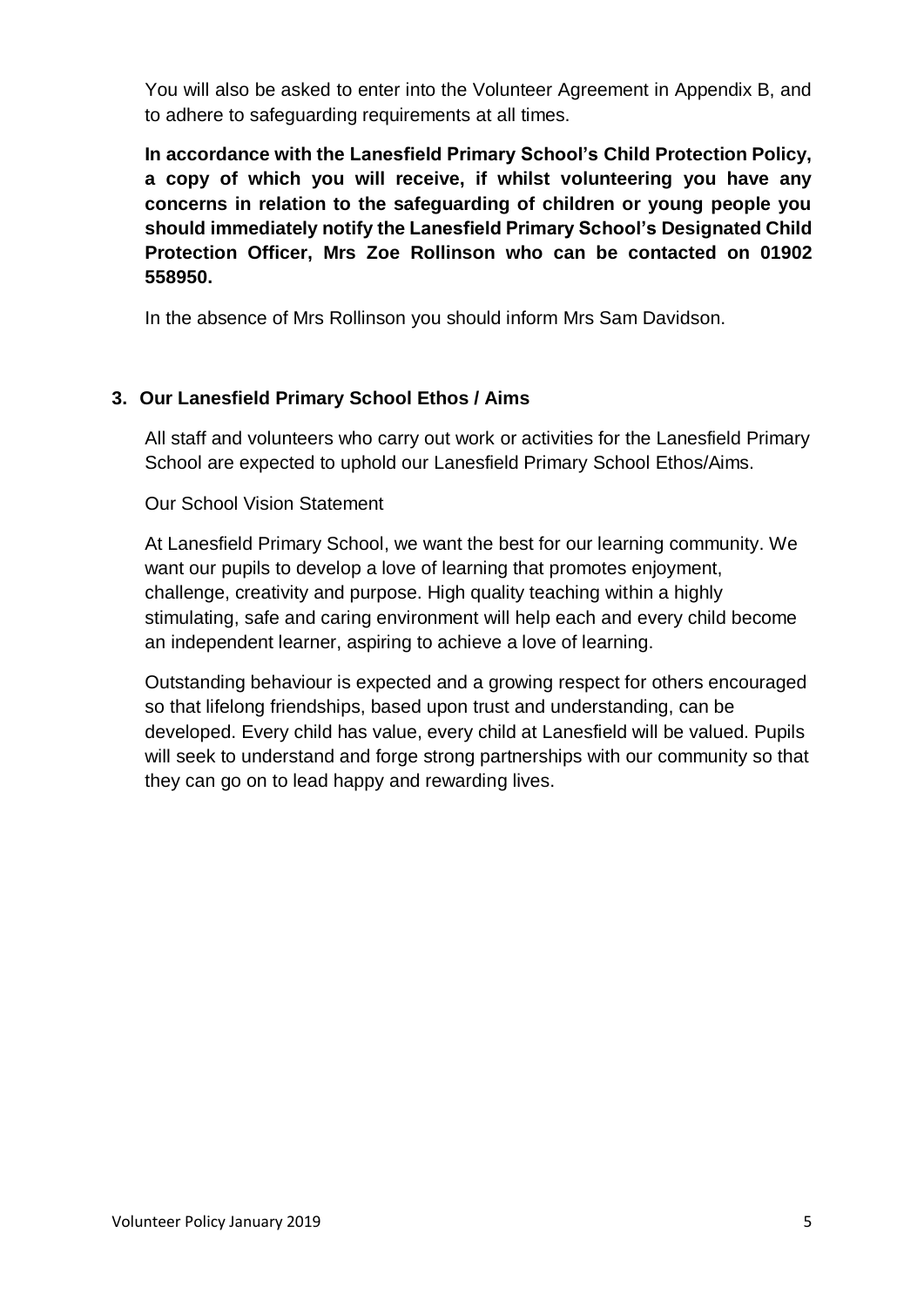You will also be asked to enter into the Volunteer Agreement in Appendix B, and to adhere to safeguarding requirements at all times.

**In accordance with the Lanesfield Primary School's Child Protection Policy, a copy of which you will receive, if whilst volunteering you have any concerns in relation to the safeguarding of children or young people you should immediately notify the Lanesfield Primary School's Designated Child Protection Officer, Mrs Zoe Rollinson who can be contacted on 01902 558950.**

In the absence of Mrs Rollinson you should inform Mrs Sam Davidson.

## 3. Our Lanesfield Primary School Ethos / Aims

All staff and volunteers who carry out work or activities for the Lanesfield Primary School are expected to uphold our Lanesfield Primary School Ethos/Aims.

Our School Vision Statement

At Lanesfield Primary School, we want the best for our learning community. We want our pupils to develop a love of learning that promotes enjoyment, challenge, creativity and purpose. High quality teaching within a highly stimulating, safe and caring environment will help each and every child become an independent learner, aspiring to achieve a love of learning.

Outstanding behaviour is expected and a growing respect for others encouraged so that lifelong friendships, based upon trust and understanding, can be developed. Every child has value, every child at Lanesfield will be valued. Pupils will seek to understand and forge strong partnerships with our community so that they can go on to lead happy and rewarding lives.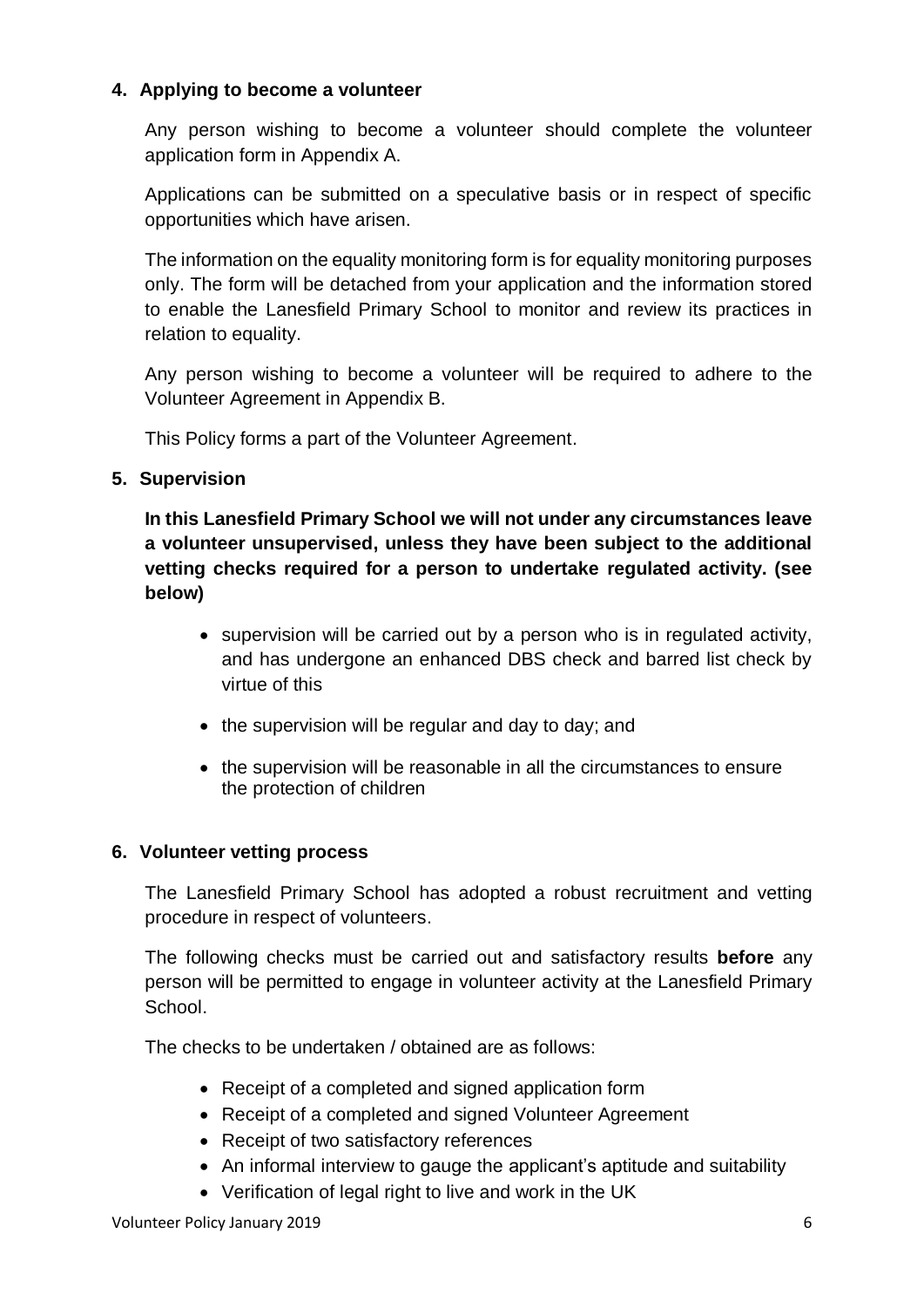## 4. Applying to become a volunteer

Any person wishing to become a volunteer should complete the volunteer application form in Appendix A.

Applications can be submitted on a speculative basis or in respect of specific opportunities which have arisen.

The information on the equality monitoring form is for equality monitoring purposes only. The form will be detached from your application and the information stored to enable the Lanesfield Primary School to monitor and review its practices in relation to equality.

Any person wishing to become a volunteer will be required to adhere to the Volunteer Agreement in Appendix B.

This Policy forms a part of the Volunteer Agreement.

## 5. Supervision

**In this Lanesfield Primary School we will not under any circumstances leave a volunteer unsupervised, unless they have been subject to the additional vetting checks required for a person to undertake regulated activity. (see below)**

- supervision will be carried out by a person who is in regulated activity, and has undergone an enhanced DBS check and barred list check by virtue of this
- the supervision will be regular and day to day; and
- the supervision will be reasonable in all the circumstances to ensure the protection of children

## 6. Volunteer vetting process

The Lanesfield Primary School has adopted a robust recruitment and vetting procedure in respect of volunteers.

The following checks must be carried out and satisfactory results **before** any person will be permitted to engage in volunteer activity at the Lanesfield Primary School.

The checks to be undertaken / obtained are as follows:

- Receipt of a completed and signed application form
- Receipt of a completed and signed Volunteer Agreement
- Receipt of two satisfactory references
- An informal interview to gauge the applicant's aptitude and suitability
- Verification of legal right to live and work in the UK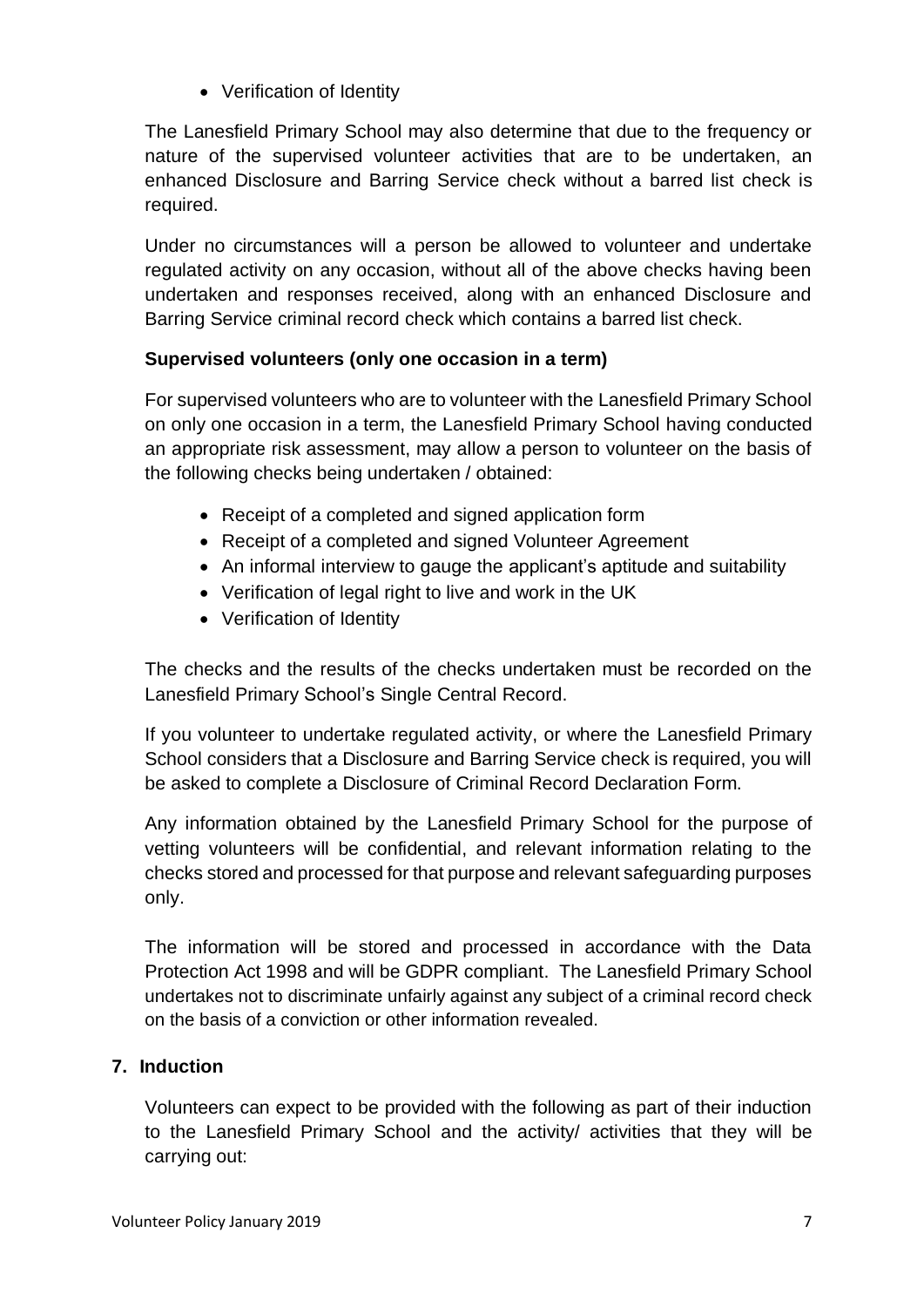- Verification of Identity

The Lanesfield Primary School may also determine that due to the frequency or nature of the supervised volunteer activities that are to be undertaken, an enhanced Disclosure and Barring Service check without a barred list check is required.

Under no circumstances will a person be allowed to volunteer and undertake regulated activity on any occasion, without all of the above checks having been undertaken and responses received, along with an enhanced Disclosure and Barring Service criminal record check which contains a barred list check.

**Supervised volunteers (only one occasion in a term)**

For supervised volunteers who are to volunteer with the Lanesfield Primary School on only one occasion in a term, the Lanesfield Primary School having conducted an appropriate risk assessment, may allow a person to volunteer on the basis of the following checks being undertaken / obtained:

- Receipt of a completed and signed application form
- Receipt of a completed and signed Volunteer Agreement
- An informal interview to gauge the applicant's aptitude and suitability
- Verification of legal right to live and work in the UK
- Verification of Identity

The checks and the results of the checks undertaken must be recorded on the Lanesfield Primary School's Single Central Record.

If you volunteer to undertake regulated activity, or where the Lanesfield Primary School considers that a Disclosure and Barring Service check is required, you will be asked to complete a Disclosure of Criminal Record Declaration Form.

Any information obtained by the Lanesfield Primary School for the purpose of vetting volunteers will be confidential, and relevant information relating to the checks stored and processed for that purpose and relevant safeguarding purposes only.

The information will be stored and processed in accordance with the Data Protection Act 1998 and will be GDPR compliant. The Lanesfield Primary School undertakes not to discriminate unfairly against any subject of a criminal record check on the basis of a conviction or other information revealed.

## 7. Induction

Volunteers can expect to be provided with the following as part of their induction to the Lanesfield Primary School and the activity/ activities that they will be carrying out: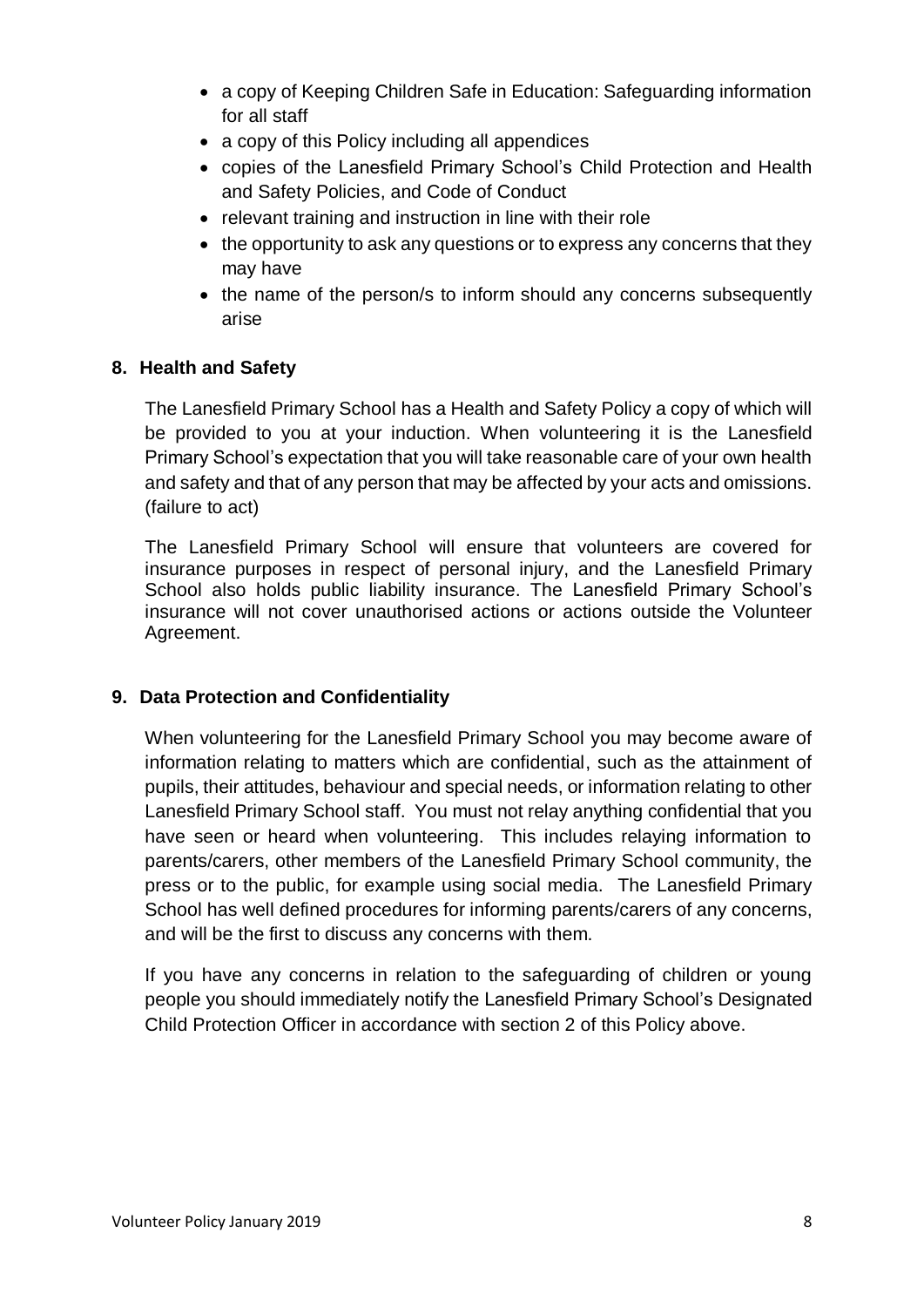- a copy of Keeping Children Safe in Education: Safeguarding information for all staff
- a copy of this Policy including all appendices
- copies of the Lanesfield Primary School's Child Protection and Health and Safety Policies, and Code of Conduct
- relevant training and instruction in line with their role
- the opportunity to ask any questions or to express any concerns that they may have
- the name of the person/s to inform should any concerns subsequently arise

## 8. Health and Safety

The Lanesfield Primary School has a Health and Safety Policy a copy of which will be provided to you at your induction. When volunteering it is the Lanesfield Primary School's expectation that you will take reasonable care of your own health and safety and that of any person that may be affected by your acts and omissions. (failure to act)

The Lanesfield Primary School will ensure that volunteers are covered for insurance purposes in respect of personal injury, and the Lanesfield Primary School also holds public liability insurance. The Lanesfield Primary School's insurance will not cover unauthorised actions or actions outside the Volunteer Agreement.

## 9. Data Protection and Confidentiality

When volunteering for the Lanesfield Primary School you may become aware of information relating to matters which are confidential, such as the attainment of pupils, their attitudes, behaviour and special needs, or information relating to other Lanesfield Primary School staff. You must not relay anything confidential that you have seen or heard when volunteering. This includes relaying information to parents/carers, other members of the Lanesfield Primary School community, the press or to the public, for example using social media. The Lanesfield Primary School has well defined procedures for informing parents/carers of any concerns, and will be the first to discuss any concerns with them.

If you have any concerns in relation to the safeguarding of children or young people you should immediately notify the Lanesfield Primary School's Designated Child Protection Officer in accordance with section 2 of this Policy above.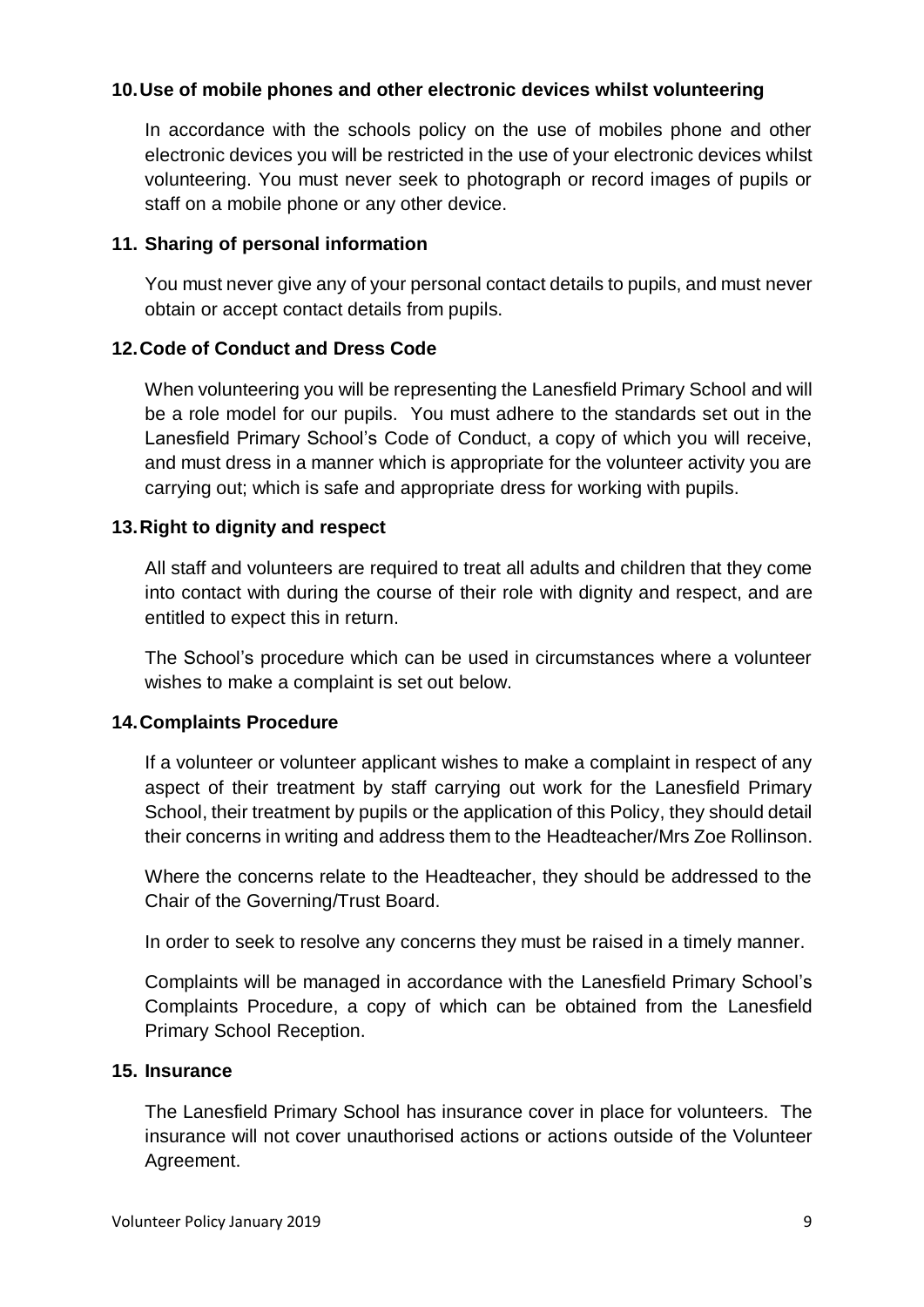### 10. Use of mobile phones and other electronic devices whilst volunteering

In accordance with the schools policy on the use of mobiles phone and other electronic devices you will be restricted in the use of your electronic devices whilst volunteering. You must never seek to photograph or record images of pupils or staff on a mobile phone or any other device.

### 11. Sharing of personal information

You must never give any of your personal contact details to pupils, and must never obtain or accept contact details from pupils.

### 12. Code of Conduct and Dress Code

When volunteering you will be representing the Lanesfield Primary School and will be a role model for our pupils. You must adhere to the standards set out in the Lanesfield Primary School's Code of Conduct, a copy of which you will receive, and must dress in a manner which is appropriate for the volunteer activity you are carrying out; which is safe and appropriate dress for working with pupils.

### 13. Right to dignity and respect

All staff and volunteers are required to treat all adults and children that they come into contact with during the course of their role with dignity and respect, and are entitled to expect this in return.

The School's procedure which can be used in circumstances where a volunteer wishes to make a complaint is set out below.

### 14. Complaints Procedure

If a volunteer or volunteer applicant wishes to make a complaint in respect of any aspect of their treatment by staff carrying out work for the Lanesfield Primary School, their treatment by pupils or the application of this Policy, they should detail their concerns in writing and address them to the Headteacher/Mrs Zoe Rollinson.

Where the concerns relate to the Headteacher, they should be addressed to the Chair of the Governing/Trust Board.

In order to seek to resolve any concerns they must be raised in a timely manner.

Complaints will be managed in accordance with the Lanesfield Primary School's Complaints Procedure, a copy of which can be obtained from the Lanesfield Primary School Reception.

### 15. Insurance

The Lanesfield Primary School has insurance cover in place for volunteers. The insurance will not cover unauthorised actions or actions outside of the Volunteer Agreement.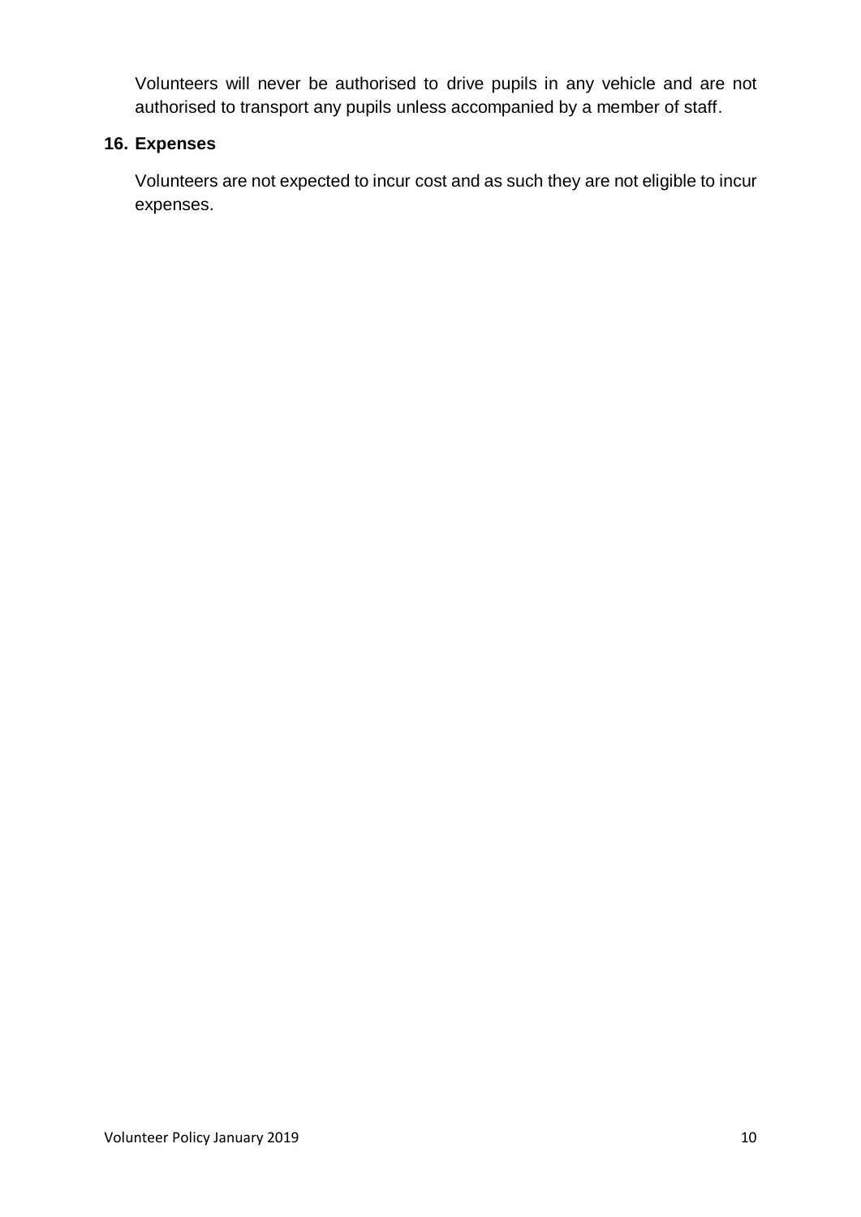Volunteers will never be authorised to drive pupils in any vehicle and are not authorised to transport any pupils unless accompanied by a member of staff.

## 16. Expenses

Volunteers are not expected to incur cost and as such they are not eligible to incur expenses.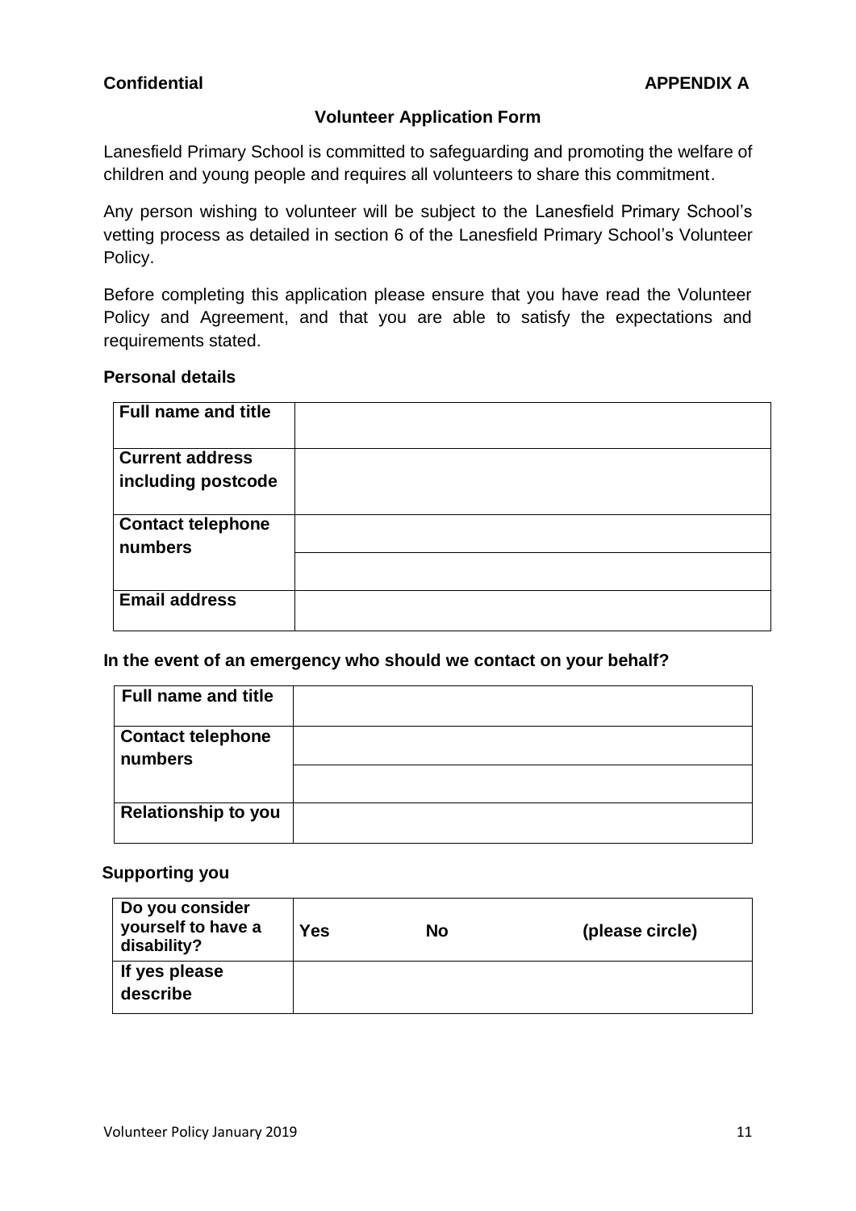**Confidential** **APPENDIX A**

## Volunteer Application Form

Lanesfield Primary School is committed to safeguarding and promoting the welfare of children and young people and requires all volunteers to share this commitment.

Any person wishing to volunteer will be subject to the Lanesfield Primary School's vetting process as detailed in section 6 of the Lanesfield Primary School's Volunteer Policy.

Before completing this application please ensure that you have read the Volunteer Policy and Agreement, and that you are able to satisfy the expectations and requirements stated.

### Personal details

| | |
|---|---|
| **Full name and title** | |
| **Current address including postcode** | |
| **Contact telephone numbers** | |
| | |
| **Email address** | |

### In the event of an emergency who should we contact on your behalf?

| | |
|---|---|
| **Full name and title** | |
| **Contact telephone numbers** | |
| | |
| **Relationship to you** | |

### Supporting you

| | | | |
|---|---|---|---|
| **Do you consider yourself to have a disability?** | **Yes** | **No** | **(please circle)** |
| **If yes please describe** | | | |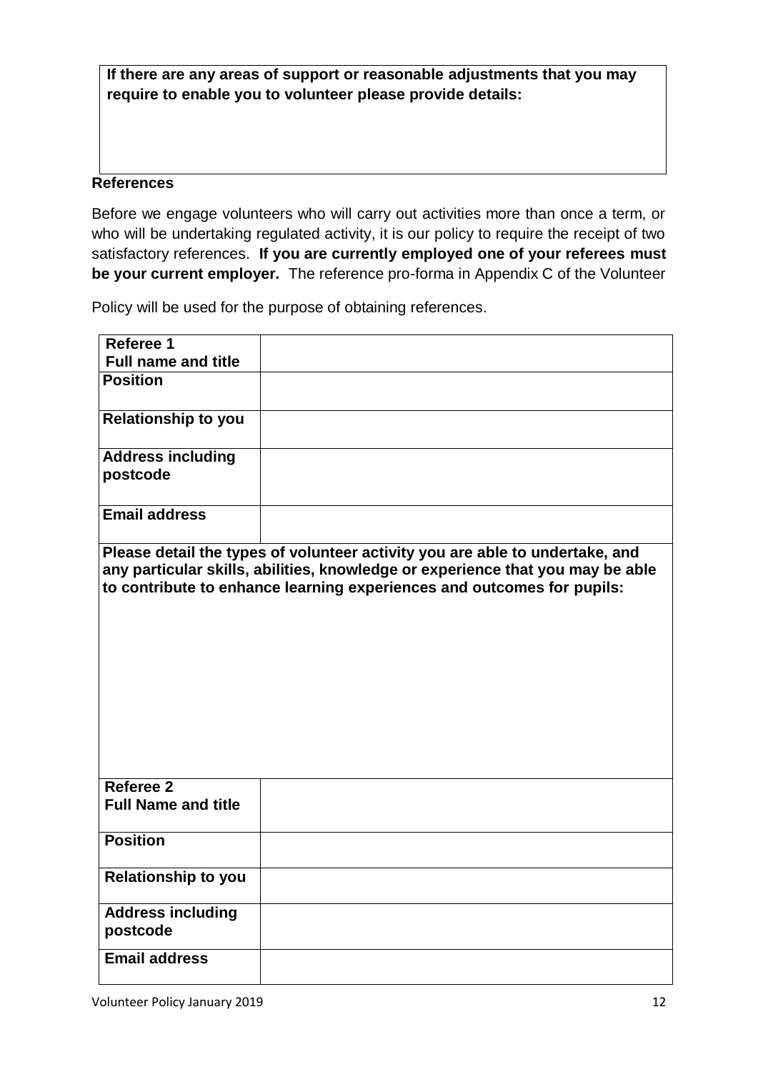| If there are any areas of support or reasonable adjustments that you may require to enable you to volunteer please provide details: |
| --- |
| |

**References**

Before we engage volunteers who will carry out activities more than once a term, or who will be undertaking regulated activity, it is our policy to require the receipt of two satisfactory references. **If you are currently employed one of your referees must be your current employer.** The reference pro-forma in Appendix C of the Volunteer Policy will be used for the purpose of obtaining references.

| **Referee 1 Full name and title** | |
| --- | --- |
| **Position** | |
| **Relationship to you** | |
| **Address including postcode** | |
| **Email address** | |
| **Please detail the types of volunteer activity you are able to undertake, and any particular skills, abilities, knowledge or experience that you may be able to contribute to enhance learning experiences and outcomes for pupils:** | |
| **Referee 2 Full Name and title** | |
| **Position** | |
| **Relationship to you** | |
| **Address including postcode** | |
| **Email address** | |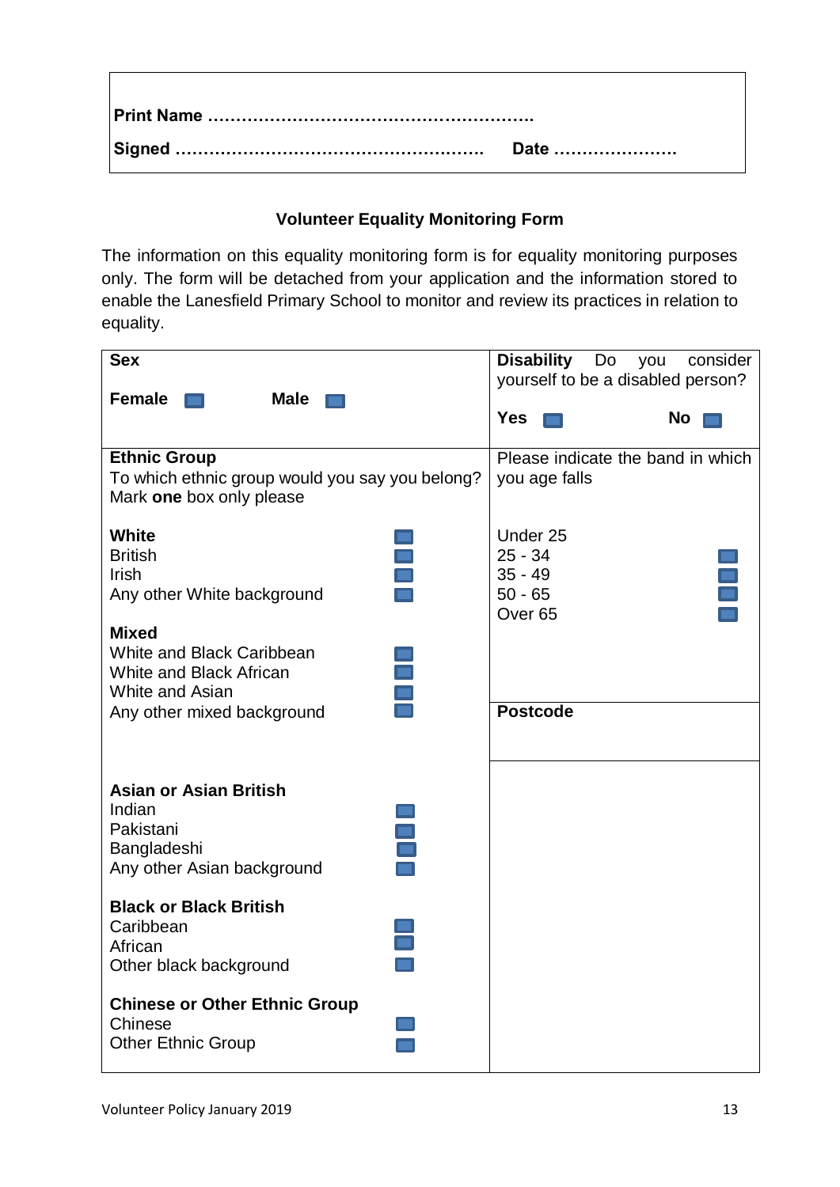**Print Name ………………………………………………….**

**Signed ……………………………………………….**  **Date ………………….**

## Volunteer Equality Monitoring Form

The information on this equality monitoring form is for equality monitoring purposes only. The form will be detached from your application and the information stored to enable the Lanesfield Primary School to monitor and review its practices in relation to equality.

**Sex**

**Female** ☐ **Male** ☐

**Disability** Do you consider yourself to be a disabled person?

**Yes** ☐ **No** ☐

**Ethnic Group**
To which ethnic group would you say you belong?
Mark **one** box only please

**White** ☐
British ☐
Irish ☐
Any other White background ☐

**Mixed**
White and Black Caribbean ☐
White and Black African ☐
White and Asian ☐
Any other mixed background ☐

**Asian or Asian British**
Indian ☐
Pakistani ☐
Bangladeshi ☐
Any other Asian background ☐

**Black or Black British**
Caribbean ☐
African ☐
Other black background ☐

**Chinese or Other Ethnic Group**
Chinese ☐
Other Ethnic Group ☐

Please indicate the band in which you age falls

Under 25
25 - 34 ☐
35 - 49 ☐
50 - 65 ☐
Over 65 ☐

**Postcode**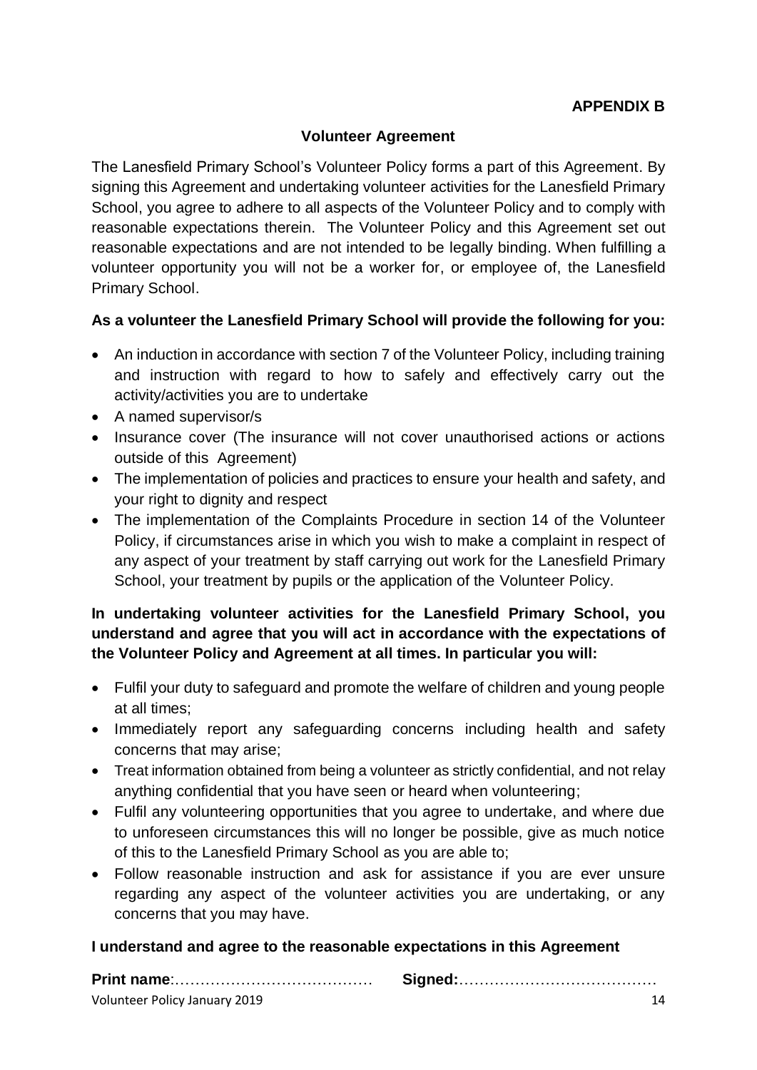**APPENDIX B**

## Volunteer Agreement

The Lanesfield Primary School's Volunteer Policy forms a part of this Agreement. By signing this Agreement and undertaking volunteer activities for the Lanesfield Primary School, you agree to adhere to all aspects of the Volunteer Policy and to comply with reasonable expectations therein. The Volunteer Policy and this Agreement set out reasonable expectations and are not intended to be legally binding. When fulfilling a volunteer opportunity you will not be a worker for, or employee of, the Lanesfield Primary School.

**As a volunteer the Lanesfield Primary School will provide the following for you:**

- An induction in accordance with section 7 of the Volunteer Policy, including training and instruction with regard to how to safely and effectively carry out the activity/activities you are to undertake
- A named supervisor/s
- Insurance cover (The insurance will not cover unauthorised actions or actions outside of this Agreement)
- The implementation of policies and practices to ensure your health and safety, and your right to dignity and respect
- The implementation of the Complaints Procedure in section 14 of the Volunteer Policy, if circumstances arise in which you wish to make a complaint in respect of any aspect of your treatment by staff carrying out work for the Lanesfield Primary School, your treatment by pupils or the application of the Volunteer Policy.

**In undertaking volunteer activities for the Lanesfield Primary School, you understand and agree that you will act in accordance with the expectations of the Volunteer Policy and Agreement at all times. In particular you will:**

- Fulfil your duty to safeguard and promote the welfare of children and young people at all times;
- Immediately report any safeguarding concerns including health and safety concerns that may arise;
- Treat information obtained from being a volunteer as strictly confidential, and not relay anything confidential that you have seen or heard when volunteering;
- Fulfil any volunteering opportunities that you agree to undertake, and where due to unforeseen circumstances this will no longer be possible, give as much notice of this to the Lanesfield Primary School as you are able to;
- Follow reasonable instruction and ask for assistance if you are ever unsure regarding any aspect of the volunteer activities you are undertaking, or any concerns that you may have.

**I understand and agree to the reasonable expectations in this Agreement**

**Print name**:………………………………… **Signed:**…………………………………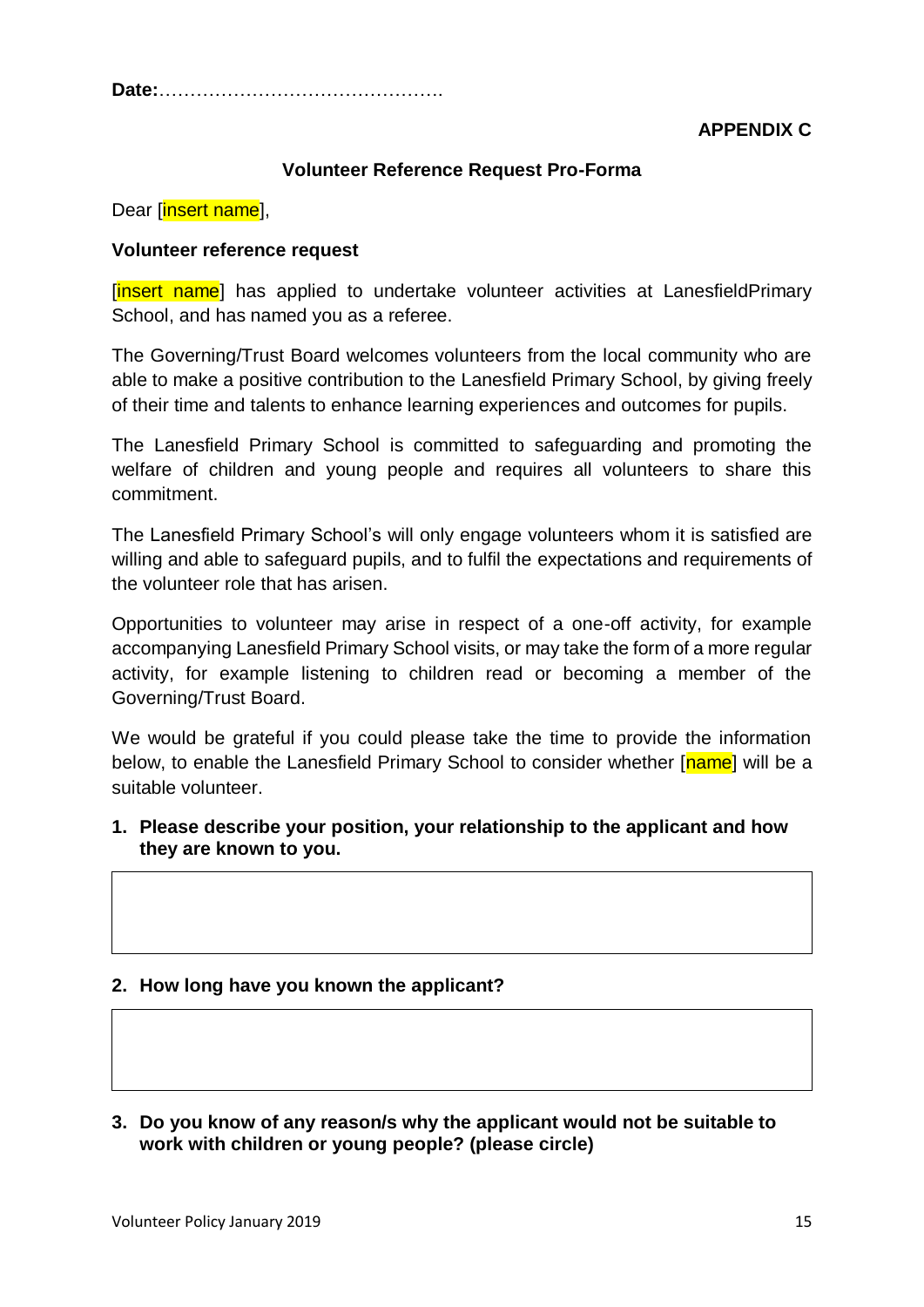**Date:**……………………………………….

**APPENDIX C**

**Volunteer Reference Request Pro-Forma**

Dear [insert name],

**Volunteer reference request**

[insert name] has applied to undertake volunteer activities at LanesfieldPrimary School, and has named you as a referee.

The Governing/Trust Board welcomes volunteers from the local community who are able to make a positive contribution to the Lanesfield Primary School, by giving freely of their time and talents to enhance learning experiences and outcomes for pupils.

The Lanesfield Primary School is committed to safeguarding and promoting the welfare of children and young people and requires all volunteers to share this commitment.

The Lanesfield Primary School's will only engage volunteers whom it is satisfied are willing and able to safeguard pupils, and to fulfil the expectations and requirements of the volunteer role that has arisen.

Opportunities to volunteer may arise in respect of a one-off activity, for example accompanying Lanesfield Primary School visits, or may take the form of a more regular activity, for example listening to children read or becoming a member of the Governing/Trust Board.

We would be grateful if you could please take the time to provide the information below, to enable the Lanesfield Primary School to consider whether [name] will be a suitable volunteer.

1. **Please describe your position, your relationship to the applicant and how they are known to you.**

| |
|---|
| |

2. **How long have you known the applicant?**

| |
|---|
| |

3. **Do you know of any reason/s why the applicant would not be suitable to work with children or young people? (please circle)**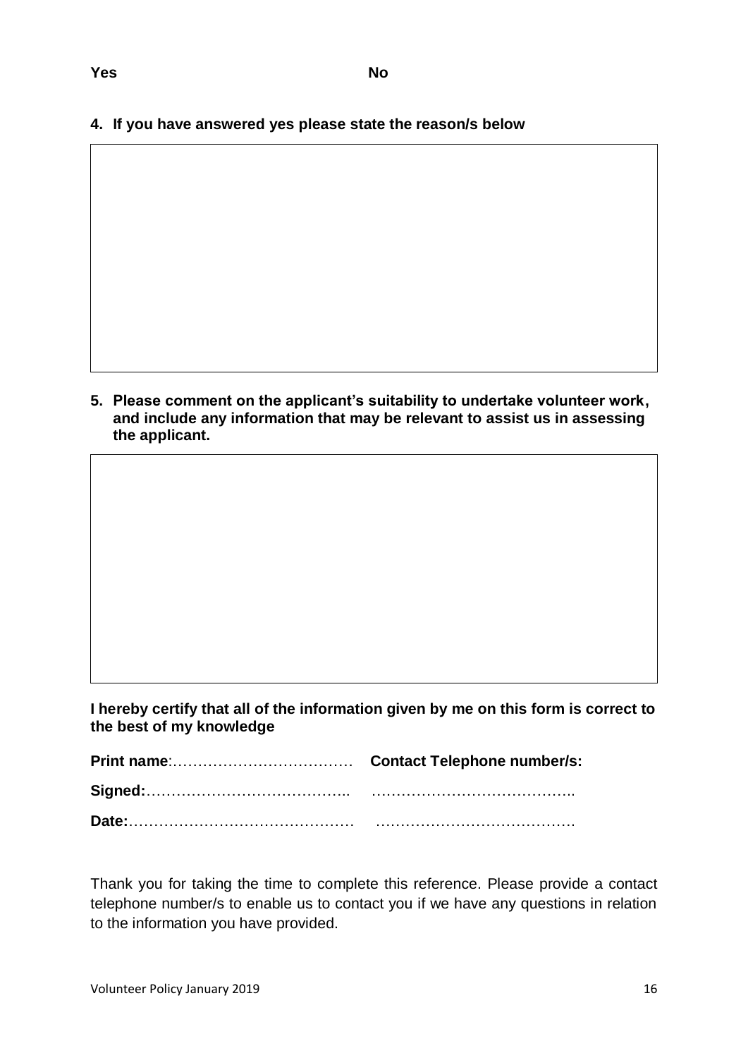**Yes** **No**

4. **If you have answered yes please state the reason/s below**

| |
|---|
| |

5. **Please comment on the applicant's suitability to undertake volunteer work, and include any information that may be relevant to assist us in assessing the applicant.**

| |
|---|
| |

**I hereby certify that all of the information given by me on this form is correct to the best of my knowledge**

**Print name**:……………………………… **Contact Telephone number/s:**

**Signed:**………………………………….. …………………………………..

**Date:**……………………………………… ………………………………….

Thank you for taking the time to complete this reference. Please provide a contact telephone number/s to enable us to contact you if we have any questions in relation to the information you have provided.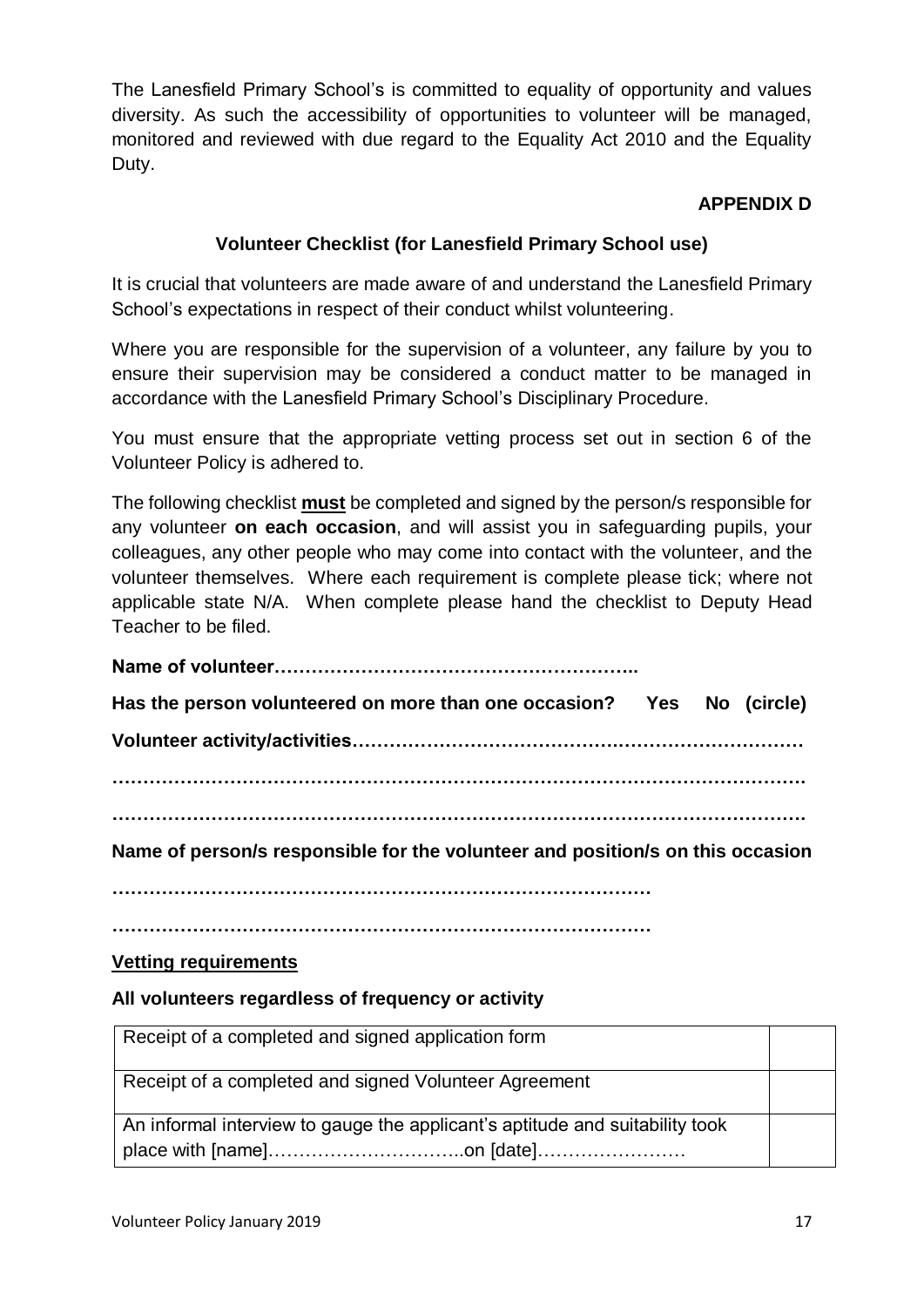The Lanesfield Primary School's is committed to equality of opportunity and values diversity. As such the accessibility of opportunities to volunteer will be managed, monitored and reviewed with due regard to the Equality Act 2010 and the Equality Duty.

**APPENDIX D**

## Volunteer Checklist (for Lanesfield Primary School use)

It is crucial that volunteers are made aware of and understand the Lanesfield Primary School's expectations in respect of their conduct whilst volunteering.

Where you are responsible for the supervision of a volunteer, any failure by you to ensure their supervision may be considered a conduct matter to be managed in accordance with the Lanesfield Primary School's Disciplinary Procedure.

You must ensure that the appropriate vetting process set out in section 6 of the Volunteer Policy is adhered to.

The following checklist **must** be completed and signed by the person/s responsible for any volunteer **on each occasion**, and will assist you in safeguarding pupils, your colleagues, any other people who may come into contact with the volunteer, and the volunteer themselves. Where each requirement is complete please tick; where not applicable state N/A. When complete please hand the checklist to Deputy Head Teacher to be filed.

**Name of volunteer…………………………………………………..**

**Has the person volunteered on more than one occasion? Yes No (circle)**

**Volunteer activity/activities……………………………………………………………**

**…………………………………………………………………………………………….**

**…………………………………………………………………………………………….**

**Name of person/s responsible for the volunteer and position/s on this occasion**

**……………………………………………………………………………**

**……………………………………………………………………………**

**Vetting requirements**

**All volunteers regardless of frequency or activity**

| | |
|---|---|
| Receipt of a completed and signed application form | |
| Receipt of a completed and signed Volunteer Agreement | |
| An informal interview to gauge the applicant's aptitude and suitability took place with [name]…………………………..on [date]…………………… | |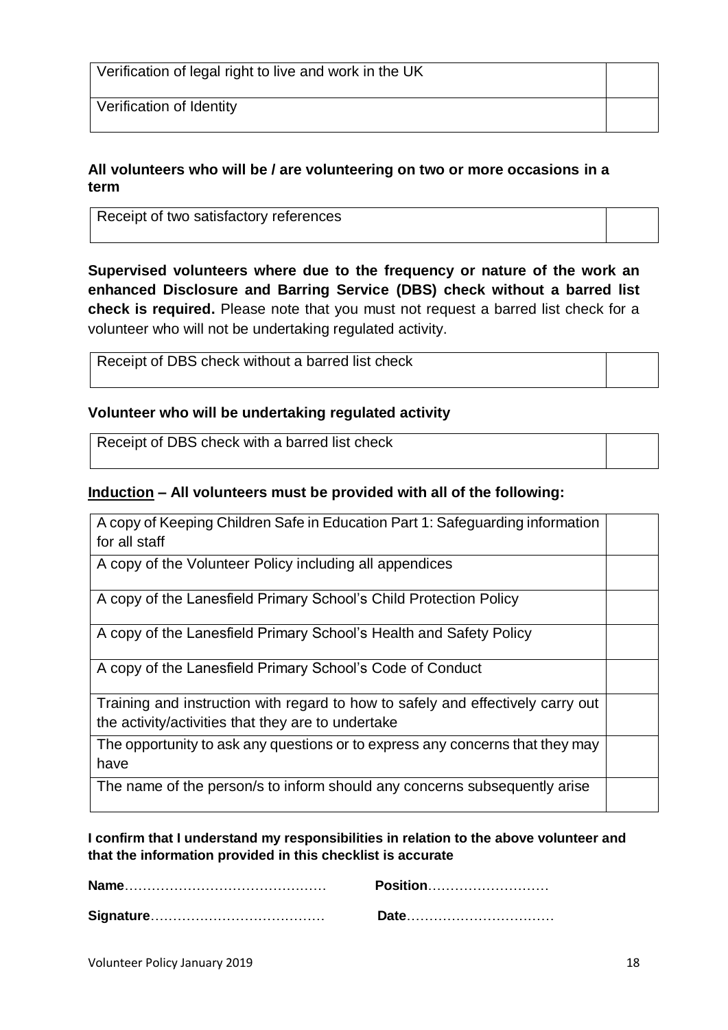| Verification of legal right to live and work in the UK | |
| --- | --- |
| Verification of Identity | |

**All volunteers who will be / are volunteering on two or more occasions in a term**

| Receipt of two satisfactory references | |
| --- | --- |

**Supervised volunteers where due to the frequency or nature of the work an enhanced Disclosure and Barring Service (DBS) check without a barred list check is required.** Please note that you must not request a barred list check for a volunteer who will not be undertaking regulated activity.

| Receipt of DBS check without a barred list check | |
| --- | --- |

**Volunteer who will be undertaking regulated activity**

| Receipt of DBS check with a barred list check | |
| --- | --- |

**Induction – All volunteers must be provided with all of the following:**

| A copy of Keeping Children Safe in Education Part 1: Safeguarding information for all staff | |
| --- | --- |
| A copy of the Volunteer Policy including all appendices | |
| A copy of the Lanesfield Primary School's Child Protection Policy | |
| A copy of the Lanesfield Primary School's Health and Safety Policy | |
| A copy of the Lanesfield Primary School's Code of Conduct | |
| Training and instruction with regard to how to safely and effectively carry out the activity/activities that they are to undertake | |
| The opportunity to ask any questions or to express any concerns that they may have | |
| The name of the person/s to inform should any concerns subsequently arise | |

**I confirm that I understand my responsibilities in relation to the above volunteer and that the information provided in this checklist is accurate**

**Name**……………………………………… **Position**………………………

**Signature**………………………………… **Date**……………………………

Volunteer Policy January 2019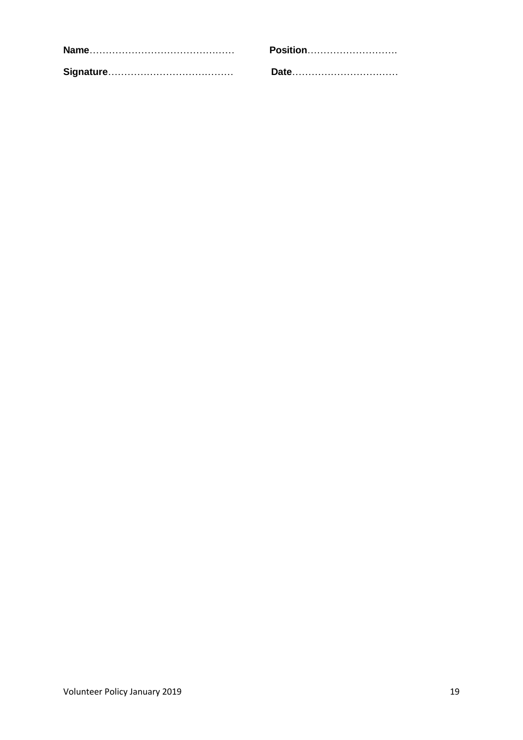**Name**……………………………………… **Position**……………………….

**Signature**………………………………… **Date**……………………………